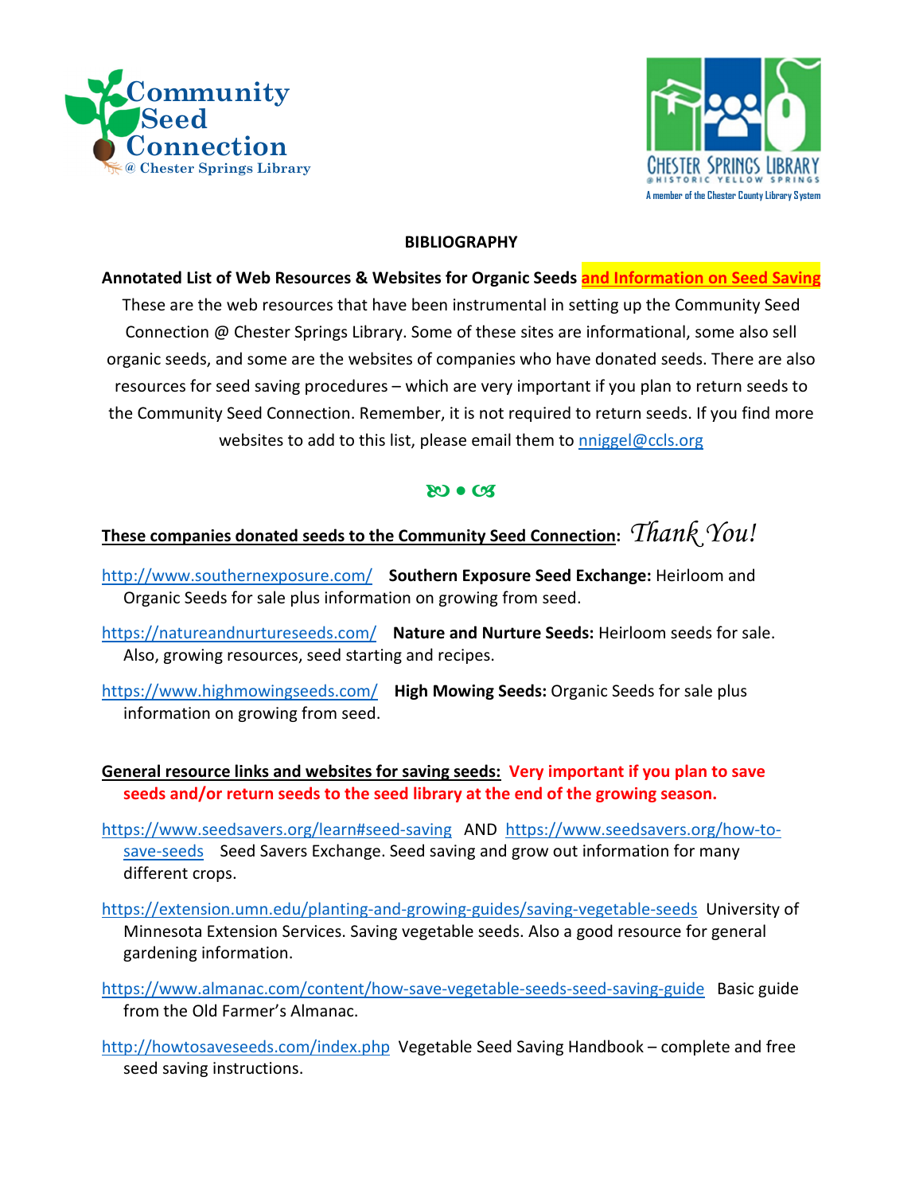Community Seed Connection @ Chester Springs Library

CHESTER SPRINGS LIBRARY @HISTORIC YELLOW SPRINGS

A member of the Chester County Library System

# BIBLIOGRAPHY

**Annotated List of Web Resources & Websites for Organic Seeds and Information on Seed Saving**

These are the web resources that have been instrumental in setting up the Community Seed Connection @ Chester Springs Library. Some of these sites are informational, some also sell organic seeds, and some are the websites of companies who have donated seeds. There are also resources for seed saving procedures – which are very important if you plan to return seeds to the Community Seed Connection. Remember, it is not required to return seeds. If you find more websites to add to this list, please email them to nniggel@ccls.org

ꟾ • ꟾ

**These companies donated seeds to the Community Seed Connection:** *Thank You!*

http://www.southernexposure.com/ **Southern Exposure Seed Exchange:** Heirloom and Organic Seeds for sale plus information on growing from seed.

https://natureandnurtureseeds.com/ **Nature and Nurture Seeds:** Heirloom seeds for sale. Also, growing resources, seed starting and recipes.

https://www.highmowingseeds.com/ **High Mowing Seeds:** Organic Seeds for sale plus information on growing from seed.

**General resource links and websites for saving seeds:** **Very important if you plan to save seeds and/or return seeds to the seed library at the end of the growing season.**

https://www.seedsavers.org/learn#seed-saving AND https://www.seedsavers.org/how-to-save-seeds Seed Savers Exchange. Seed saving and grow out information for many different crops.

https://extension.umn.edu/planting-and-growing-guides/saving-vegetable-seeds University of Minnesota Extension Services. Saving vegetable seeds. Also a good resource for general gardening information.

https://www.almanac.com/content/how-save-vegetable-seeds-seed-saving-guide Basic guide from the Old Farmer's Almanac.

http://howtosaveseeds.com/index.php Vegetable Seed Saving Handbook – complete and free seed saving instructions.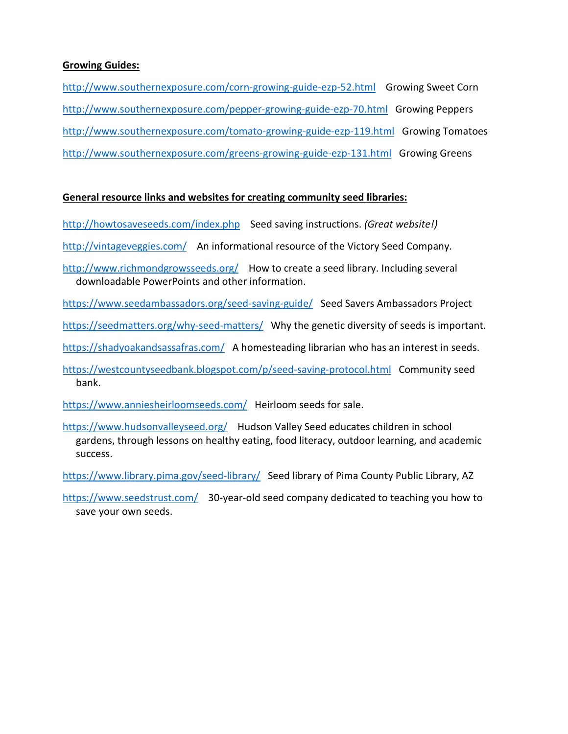**Growing Guides:**

http://www.southernexposure.com/corn-growing-guide-ezp-52.html Growing Sweet Corn

http://www.southernexposure.com/pepper-growing-guide-ezp-70.html Growing Peppers

http://www.southernexposure.com/tomato-growing-guide-ezp-119.html Growing Tomatoes

http://www.southernexposure.com/greens-growing-guide-ezp-131.html Growing Greens

**General resource links and websites for creating community seed libraries:**

http://howtosaveseeds.com/index.php Seed saving instructions. *(Great website!)*

http://vintageveggies.com/ An informational resource of the Victory Seed Company.

http://www.richmondgrowsseeds.org/ How to create a seed library. Including several downloadable PowerPoints and other information.

https://www.seedambassadors.org/seed-saving-guide/ Seed Savers Ambassadors Project

https://seedmatters.org/why-seed-matters/ Why the genetic diversity of seeds is important.

https://shadyoakandsassafras.com/ A homesteading librarian who has an interest in seeds.

https://westcountyseedbank.blogspot.com/p/seed-saving-protocol.html Community seed bank.

https://www.anniesheirloomseeds.com/ Heirloom seeds for sale.

https://www.hudsonvalleyseed.org/ Hudson Valley Seed educates children in school gardens, through lessons on healthy eating, food literacy, outdoor learning, and academic success.

https://www.library.pima.gov/seed-library/ Seed library of Pima County Public Library, AZ

https://www.seedstrust.com/ 30-year-old seed company dedicated to teaching you how to save your own seeds.